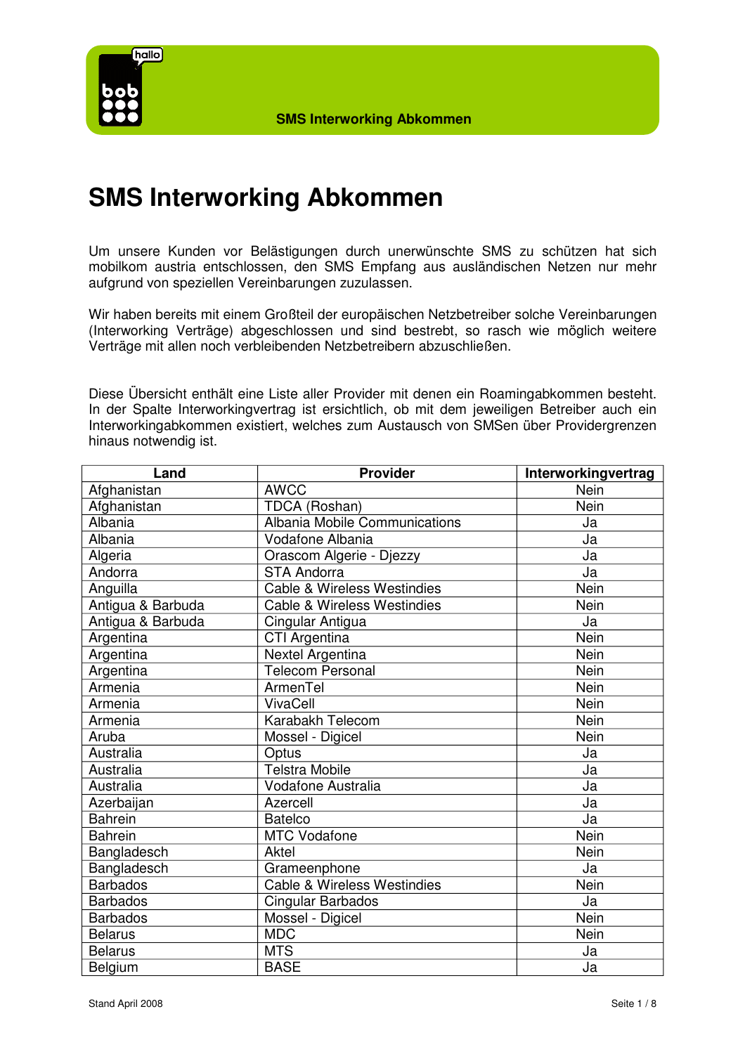# SMS Interworking Abkommen

Um unsere Kunden vor Belästigungen durch unerwünschte SMS zu schützen hat sich mobilkom austria entschlossen, den SMS Empfang aus ausländischen Netzen nur mehr aufgrund von speziellen Vereinbarungen zuzulassen.

Wir haben bereits mit einem Großteil der europäischen Netzbetreiber solche Vereinbarungen (Interworking Verträge) abgeschlossen und sind bestrebt, so rasch wie möglich weitere Verträge mit allen noch verbleibenden Netzbetreibern abzuschließen.

Diese Übersicht enthält eine Liste aller Provider mit denen ein Roamingabkommen besteht. In der Spalte Interworkingvertrag ist ersichtlich, ob mit dem jeweiligen Betreiber auch ein Interworkingabkommen existiert, welches zum Austausch von SMSen über Providergrenzen hinaus notwendig ist.

| Land | Provider | Interworkingvertrag |
|---|---|---|
| Afghanistan | AWCC | Nein |
| Afghanistan | TDCA (Roshan) | Nein |
| Albania | Albania Mobile Communications | Ja |
| Albania | Vodafone Albania | Ja |
| Algeria | Orascom Algerie - Djezzy | Ja |
| Andorra | STA Andorra | Ja |
| Anguilla | Cable & Wireless Westindies | Nein |
| Antigua & Barbuda | Cable & Wireless Westindies | Nein |
| Antigua & Barbuda | Cingular Antigua | Ja |
| Argentina | CTI Argentina | Nein |
| Argentina | Nextel Argentina | Nein |
| Argentina | Telecom Personal | Nein |
| Armenia | ArmenTel | Nein |
| Armenia | VivaCell | Nein |
| Armenia | Karabakh Telecom | Nein |
| Aruba | Mossel - Digicel | Nein |
| Australia | Optus | Ja |
| Australia | Telstra Mobile | Ja |
| Australia | Vodafone Australia | Ja |
| Azerbaijan | Azercell | Ja |
| Bahrein | Batelco | Ja |
| Bahrein | MTC Vodafone | Nein |
| Bangladesch | Aktel | Nein |
| Bangladesch | Grameenphone | Ja |
| Barbados | Cable & Wireless Westindies | Nein |
| Barbados | Cingular Barbados | Ja |
| Barbados | Mossel - Digicel | Nein |
| Belarus | MDC | Nein |
| Belarus | MTS | Ja |
| Belgium | BASE | Ja |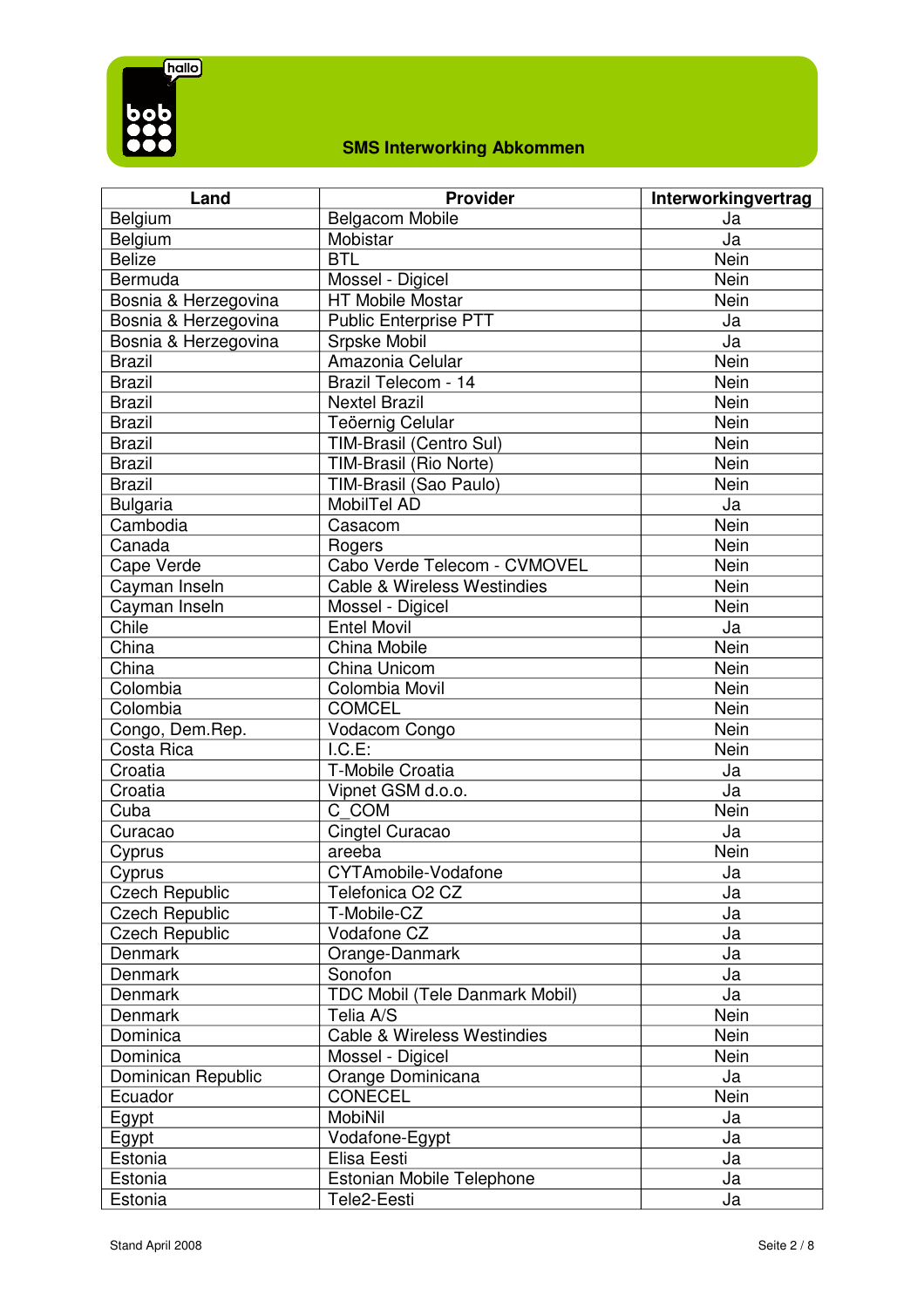**SMS Interworking Abkommen**

| Land | Provider | Interworkingvertrag |
|---|---|---|
| Belgium | Belgacom Mobile | Ja |
| Belgium | Mobistar | Ja |
| Belize | BTL | Nein |
| Bermuda | Mossel - Digicel | Nein |
| Bosnia & Herzegovina | HT Mobile Mostar | Nein |
| Bosnia & Herzegovina | Public Enterprise PTT | Ja |
| Bosnia & Herzegovina | Srpske Mobil | Ja |
| Brazil | Amazonia Celular | Nein |
| Brazil | Brazil Telecom - 14 | Nein |
| Brazil | Nextel Brazil | Nein |
| Brazil | Teöernig Celular | Nein |
| Brazil | TIM-Brasil (Centro Sul) | Nein |
| Brazil | TIM-Brasil (Rio Norte) | Nein |
| Brazil | TIM-Brasil (Sao Paulo) | Nein |
| Bulgaria | MobilTel AD | Ja |
| Cambodia | Casacom | Nein |
| Canada | Rogers | Nein |
| Cape Verde | Cabo Verde Telecom - CVMOVEL | Nein |
| Cayman Inseln | Cable & Wireless Westindies | Nein |
| Cayman Inseln | Mossel - Digicel | Nein |
| Chile | Entel Movil | Ja |
| China | China Mobile | Nein |
| China | China Unicom | Nein |
| Colombia | Colombia Movil | Nein |
| Colombia | COMCEL | Nein |
| Congo, Dem.Rep. | Vodacom Congo | Nein |
| Costa Rica | I.C.E: | Nein |
| Croatia | T-Mobile Croatia | Ja |
| Croatia | Vipnet GSM d.o.o. | Ja |
| Cuba | C_COM | Nein |
| Curacao | Cingtel Curacao | Ja |
| Cyprus | areeba | Nein |
| Cyprus | CYTAmobile-Vodafone | Ja |
| Czech Republic | Telefonica O2 CZ | Ja |
| Czech Republic | T-Mobile-CZ | Ja |
| Czech Republic | Vodafone CZ | Ja |
| Denmark | Orange-Danmark | Ja |
| Denmark | Sonofon | Ja |
| Denmark | TDC Mobil (Tele Danmark Mobil) | Ja |
| Denmark | Telia A/S | Nein |
| Dominica | Cable & Wireless Westindies | Nein |
| Dominica | Mossel - Digicel | Nein |
| Dominican Republic | Orange Dominicana | Ja |
| Ecuador | CONECEL | Nein |
| Egypt | MobiNil | Ja |
| Egypt | Vodafone-Egypt | Ja |
| Estonia | Elisa Eesti | Ja |
| Estonia | Estonian Mobile Telephone | Ja |
| Estonia | Tele2-Eesti | Ja |

Stand April 2008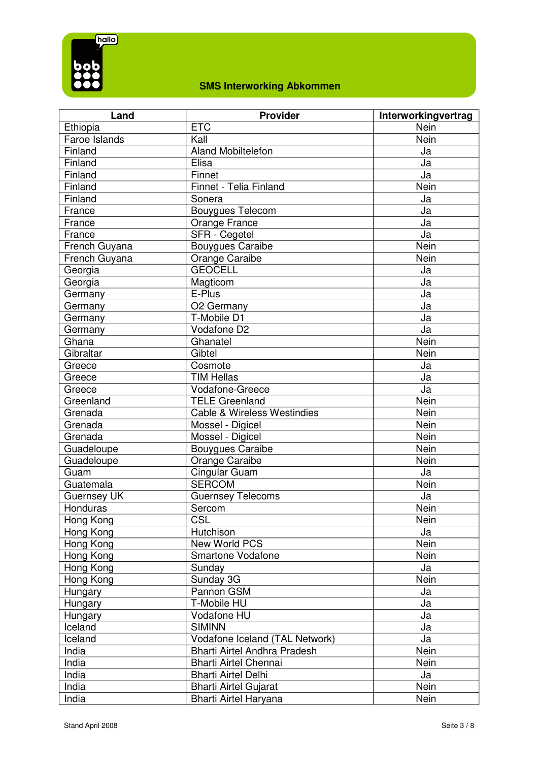**SMS Interworking Abkommen**

| Land | Provider | Interworkingvertrag |
|---|---|---|
| Ethiopia | ETC | Nein |
| Faroe Islands | Kall | Nein |
| Finland | Aland Mobiltelefon | Ja |
| Finland | Elisa | Ja |
| Finland | Finnet | Ja |
| Finland | Finnet - Telia Finland | Nein |
| Finland | Sonera | Ja |
| France | Bouygues Telecom | Ja |
| France | Orange France | Ja |
| France | SFR - Cegetel | Ja |
| French Guyana | Bouygues Caraibe | Nein |
| French Guyana | Orange Caraibe | Nein |
| Georgia | GEOCELL | Ja |
| Georgia | Magticom | Ja |
| Germany | E-Plus | Ja |
| Germany | O2 Germany | Ja |
| Germany | T-Mobile D1 | Ja |
| Germany | Vodafone D2 | Ja |
| Ghana | Ghanatel | Nein |
| Gibraltar | Gibtel | Nein |
| Greece | Cosmote | Ja |
| Greece | TIM Hellas | Ja |
| Greece | Vodafone-Greece | Ja |
| Greenland | TELE Greenland | Nein |
| Grenada | Cable & Wireless Westindies | Nein |
| Grenada | Mossel - Digicel | Nein |
| Grenada | Mossel - Digicel | Nein |
| Guadeloupe | Bouygues Caraibe | Nein |
| Guadeloupe | Orange Caraibe | Nein |
| Guam | Cingular Guam | Ja |
| Guatemala | SERCOM | Nein |
| Guernsey UK | Guernsey Telecoms | Ja |
| Honduras | Sercom | Nein |
| Hong Kong | CSL | Nein |
| Hong Kong | Hutchison | Ja |
| Hong Kong | New World PCS | Nein |
| Hong Kong | Smartone Vodafone | Nein |
| Hong Kong | Sunday | Ja |
| Hong Kong | Sunday 3G | Nein |
| Hungary | Pannon GSM | Ja |
| Hungary | T-Mobile HU | Ja |
| Hungary | Vodafone HU | Ja |
| Iceland | SIMINN | Ja |
| Iceland | Vodafone Iceland (TAL Network) | Ja |
| India | Bharti Airtel Andhra Pradesh | Nein |
| India | Bharti Airtel Chennai | Nein |
| India | Bharti Airtel Delhi | Ja |
| India | Bharti Airtel Gujarat | Nein |
| India | Bharti Airtel Haryana | Nein |

Stand April 2008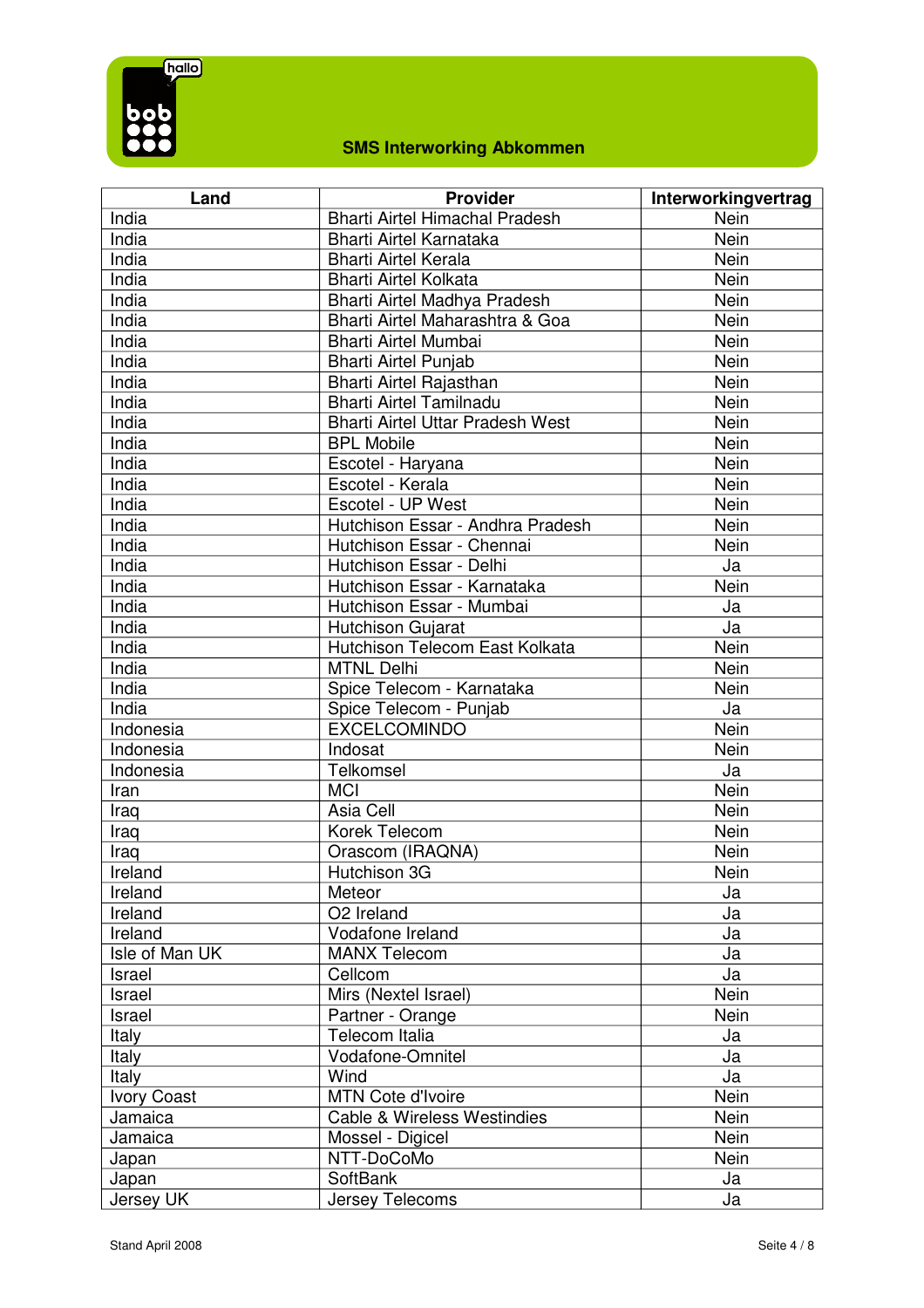## SMS Interworking Abkommen

| Land | Provider | Interworkingvertrag |
|---|---|---|
| India | Bharti Airtel Himachal Pradesh | Nein |
| India | Bharti Airtel Karnataka | Nein |
| India | Bharti Airtel Kerala | Nein |
| India | Bharti Airtel Kolkata | Nein |
| India | Bharti Airtel Madhya Pradesh | Nein |
| India | Bharti Airtel Maharashtra & Goa | Nein |
| India | Bharti Airtel Mumbai | Nein |
| India | Bharti Airtel Punjab | Nein |
| India | Bharti Airtel Rajasthan | Nein |
| India | Bharti Airtel Tamilnadu | Nein |
| India | Bharti Airtel Uttar Pradesh West | Nein |
| India | BPL Mobile | Nein |
| India | Escotel - Haryana | Nein |
| India | Escotel - Kerala | Nein |
| India | Escotel - UP West | Nein |
| India | Hutchison Essar - Andhra Pradesh | Nein |
| India | Hutchison Essar - Chennai | Nein |
| India | Hutchison Essar - Delhi | Ja |
| India | Hutchison Essar - Karnataka | Nein |
| India | Hutchison Essar - Mumbai | Ja |
| India | Hutchison Gujarat | Ja |
| India | Hutchison Telecom East Kolkata | Nein |
| India | MTNL Delhi | Nein |
| India | Spice Telecom - Karnataka | Nein |
| India | Spice Telecom - Punjab | Ja |
| Indonesia | EXCELCOMINDO | Nein |
| Indonesia | Indosat | Nein |
| Indonesia | Telkomsel | Ja |
| Iran | MCI | Nein |
| Iraq | Asia Cell | Nein |
| Iraq | Korek Telecom | Nein |
| Iraq | Orascom (IRAQNA) | Nein |
| Ireland | Hutchison 3G | Nein |
| Ireland | Meteor | Ja |
| Ireland | O2 Ireland | Ja |
| Ireland | Vodafone Ireland | Ja |
| Isle of Man UK | MANX Telecom | Ja |
| Israel | Cellcom | Ja |
| Israel | Mirs (Nextel Israel) | Nein |
| Israel | Partner - Orange | Nein |
| Italy | Telecom Italia | Ja |
| Italy | Vodafone-Omnitel | Ja |
| Italy | Wind | Ja |
| Ivory Coast | MTN Cote d'Ivoire | Nein |
| Jamaica | Cable & Wireless Westindies | Nein |
| Jamaica | Mossel - Digicel | Nein |
| Japan | NTT-DoCoMo | Nein |
| Japan | SoftBank | Ja |
| Jersey UK | Jersey Telecoms | Ja |

Stand April 2008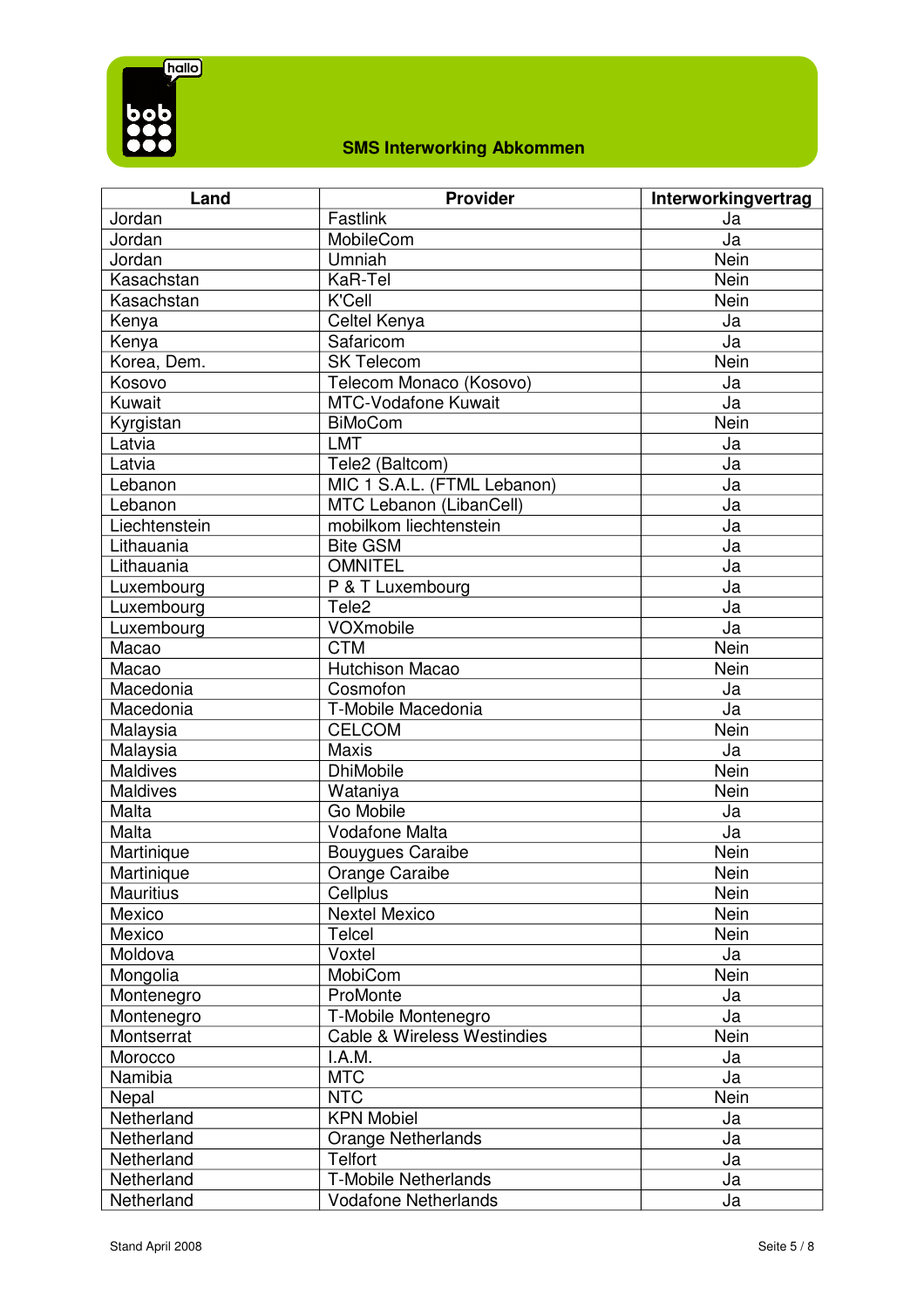**SMS Interworking Abkommen**

| Land | Provider | Interworkingvertrag |
|---|---|---|
| Jordan | Fastlink | Ja |
| Jordan | MobileCom | Ja |
| Jordan | Umniah | Nein |
| Kasachstan | KaR-Tel | Nein |
| Kasachstan | K'Cell | Nein |
| Kenya | Celtel Kenya | Ja |
| Kenya | Safaricom | Ja |
| Korea, Dem. | SK Telecom | Nein |
| Kosovo | Telecom Monaco (Kosovo) | Ja |
| Kuwait | MTC-Vodafone Kuwait | Ja |
| Kyrgistan | BiMoCom | Nein |
| Latvia | LMT | Ja |
| Latvia | Tele2 (Baltcom) | Ja |
| Lebanon | MIC 1 S.A.L. (FTML Lebanon) | Ja |
| Lebanon | MTC Lebanon (LibanCell) | Ja |
| Liechtenstein | mobilkom liechtenstein | Ja |
| Lithauania | Bite GSM | Ja |
| Lithauania | OMNITEL | Ja |
| Luxembourg | P & T Luxembourg | Ja |
| Luxembourg | Tele2 | Ja |
| Luxembourg | VOXmobile | Ja |
| Macao | CTM | Nein |
| Macao | Hutchison Macao | Nein |
| Macedonia | Cosmofon | Ja |
| Macedonia | T-Mobile Macedonia | Ja |
| Malaysia | CELCOM | Nein |
| Malaysia | Maxis | Ja |
| Maldives | DhiMobile | Nein |
| Maldives | Wataniya | Nein |
| Malta | Go Mobile | Ja |
| Malta | Vodafone Malta | Ja |
| Martinique | Bouygues Caraibe | Nein |
| Martinique | Orange Caraibe | Nein |
| Mauritius | Cellplus | Nein |
| Mexico | Nextel Mexico | Nein |
| Mexico | Telcel | Nein |
| Moldova | Voxtel | Ja |
| Mongolia | MobiCom | Nein |
| Montenegro | ProMonte | Ja |
| Montenegro | T-Mobile Montenegro | Ja |
| Montserrat | Cable & Wireless Westindies | Nein |
| Morocco | I.A.M. | Ja |
| Namibia | MTC | Ja |
| Nepal | NTC | Nein |
| Netherland | KPN Mobiel | Ja |
| Netherland | Orange Netherlands | Ja |
| Netherland | Telfort | Ja |
| Netherland | T-Mobile Netherlands | Ja |
| Netherland | Vodafone Netherlands | Ja |

Stand April 2008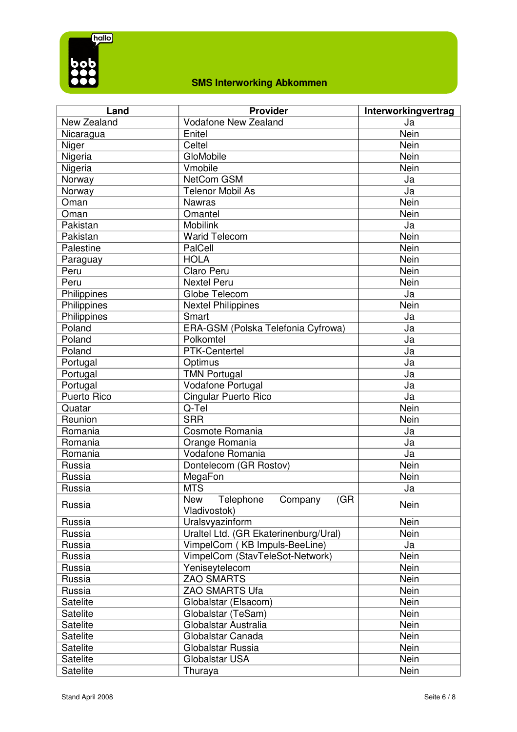**SMS Interworking Abkommen**

| Land | Provider | Interworkingvertrag |
| --- | --- | --- |
| New Zealand | Vodafone New Zealand | Ja |
| Nicaragua | Enitel | Nein |
| Niger | Celtel | Nein |
| Nigeria | GloMobile | Nein |
| Nigeria | Vmobile | Nein |
| Norway | NetCom GSM | Ja |
| Norway | Telenor Mobil As | Ja |
| Oman | Nawras | Nein |
| Oman | Omantel | Nein |
| Pakistan | Mobilink | Ja |
| Pakistan | Warid Telecom | Nein |
| Palestine | PalCell | Nein |
| Paraguay | HOLA | Nein |
| Peru | Claro Peru | Nein |
| Peru | Nextel Peru | Nein |
| Philippines | Globe Telecom | Ja |
| Philippines | Nextel Philippines | Nein |
| Philippines | Smart | Ja |
| Poland | ERA-GSM (Polska Telefonia Cyfrowa) | Ja |
| Poland | Polkomtel | Ja |
| Poland | PTK-Centertel | Ja |
| Portugal | Optimus | Ja |
| Portugal | TMN Portugal | Ja |
| Portugal | Vodafone Portugal | Ja |
| Puerto Rico | Cingular Puerto Rico | Ja |
| Quatar | Q-Tel | Nein |
| Reunion | SRR | Nein |
| Romania | Cosmote Romania | Ja |
| Romania | Orange Romania | Ja |
| Romania | Vodafone Romania | Ja |
| Russia | Dontelecom (GR Rostov) | Nein |
| Russia | MegaFon | Nein |
| Russia | MTS | Ja |
| Russia | New Telephone Company (GR Vladivostok) | Nein |
| Russia | Uralsvyazinform | Nein |
| Russia | Uraltel Ltd. (GR Ekaterinenburg/Ural) | Nein |
| Russia | VimpelCom ( KB Impuls-BeeLine) | Ja |
| Russia | VimpelCom (StavTeleSot-Network) | Nein |
| Russia | Yeniseytelecom | Nein |
| Russia | ZAO SMARTS | Nein |
| Russia | ZAO SMARTS Ufa | Nein |
| Satelite | Globalstar (Elsacom) | Nein |
| Satelite | Globalstar (TeSam) | Nein |
| Satelite | Globalstar Australia | Nein |
| Satelite | Globalstar Canada | Nein |
| Satelite | Globalstar Russia | Nein |
| Satelite | Globalstar USA | Nein |
| Satelite | Thuraya | Nein |

Stand April 2008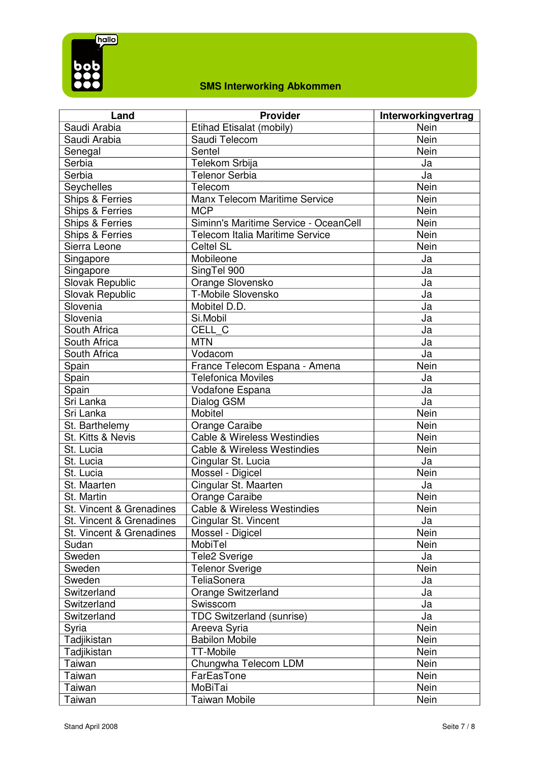**SMS Interworking Abkommen**

| Land | Provider | Interworkingvertrag |
|---|---|---|
| Saudi Arabia | Etihad Etisalat (mobily) | Nein |
| Saudi Arabia | Saudi Telecom | Nein |
| Senegal | Sentel | Nein |
| Serbia | Telekom Srbija | Ja |
| Serbia | Telenor Serbia | Ja |
| Seychelles | Telecom | Nein |
| Ships & Ferries | Manx Telecom Maritime Service | Nein |
| Ships & Ferries | MCP | Nein |
| Ships & Ferries | Siminn's Maritime Service - OceanCell | Nein |
| Ships & Ferries | Telecom Italia Maritime Service | Nein |
| Sierra Leone | Celtel SL | Nein |
| Singapore | Mobileone | Ja |
| Singapore | SingTel 900 | Ja |
| Slovak Republic | Orange Slovensko | Ja |
| Slovak Republic | T-Mobile Slovensko | Ja |
| Slovenia | Mobitel D.D. | Ja |
| Slovenia | Si.Mobil | Ja |
| South Africa | CELL_C | Ja |
| South Africa | MTN | Ja |
| South Africa | Vodacom | Ja |
| Spain | France Telecom Espana - Amena | Nein |
| Spain | Telefonica Moviles | Ja |
| Spain | Vodafone Espana | Ja |
| Sri Lanka | Dialog GSM | Ja |
| Sri Lanka | Mobitel | Nein |
| St. Barthelemy | Orange Caraibe | Nein |
| St. Kitts & Nevis | Cable & Wireless Westindies | Nein |
| St. Lucia | Cable & Wireless Westindies | Nein |
| St. Lucia | Cingular St. Lucia | Ja |
| St. Lucia | Mossel - Digicel | Nein |
| St. Maarten | Cingular St. Maarten | Ja |
| St. Martin | Orange Caraibe | Nein |
| St. Vincent & Grenadines | Cable & Wireless Westindies | Nein |
| St. Vincent & Grenadines | Cingular St. Vincent | Ja |
| St. Vincent & Grenadines | Mossel - Digicel | Nein |
| Sudan | MobiTel | Nein |
| Sweden | Tele2 Sverige | Ja |
| Sweden | Telenor Sverige | Nein |
| Sweden | TeliaSonera | Ja |
| Switzerland | Orange Switzerland | Ja |
| Switzerland | Swisscom | Ja |
| Switzerland | TDC Switzerland (sunrise) | Ja |
| Syria | Areeva Syria | Nein |
| Tadjikistan | Babilon Mobile | Nein |
| Tadjikistan | TT-Mobile | Nein |
| Taiwan | Chungwha Telecom LDM | Nein |
| Taiwan | FarEasTone | Nein |
| Taiwan | MoBiTai | Nein |
| Taiwan | Taiwan Mobile | Nein |

Stand April 2008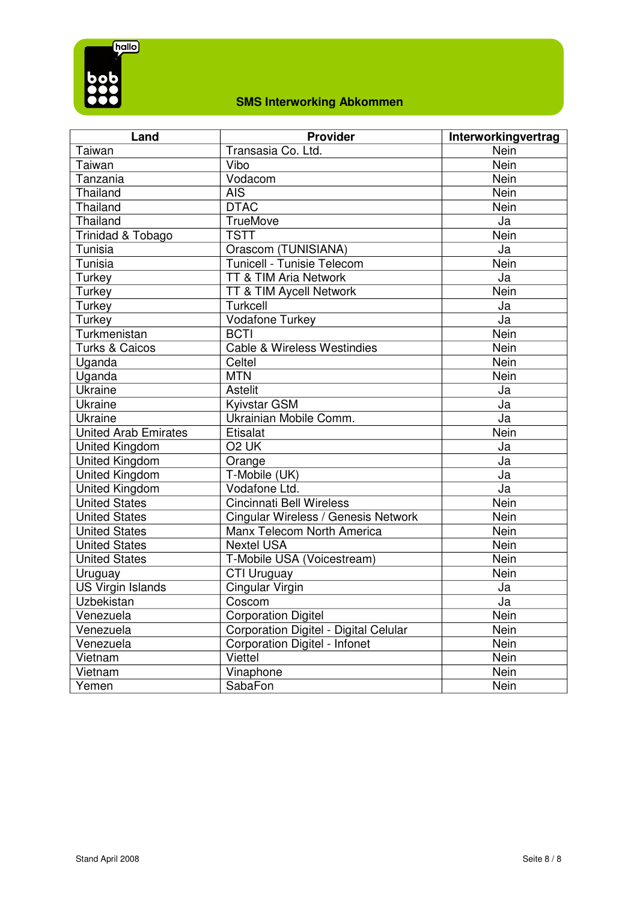## SMS Interworking Abkommen

| Land | Provider | Interworkingvertrag |
|---|---|---|
| Taiwan | Transasia Co. Ltd. | Nein |
| Taiwan | Vibo | Nein |
| Tanzania | Vodacom | Nein |
| Thailand | AIS | Nein |
| Thailand | DTAC | Nein |
| Thailand | TrueMove | Ja |
| Trinidad & Tobago | TSTT | Nein |
| Tunisia | Orascom (TUNISIANA) | Ja |
| Tunisia | Tunicell - Tunisie Telecom | Nein |
| Turkey | TT & TIM Aria Network | Ja |
| Turkey | TT & TIM Aycell Network | Nein |
| Turkey | Turkcell | Ja |
| Turkey | Vodafone Turkey | Ja |
| Turkmenistan | BCTI | Nein |
| Turks & Caicos | Cable & Wireless Westindies | Nein |
| Uganda | Celtel | Nein |
| Uganda | MTN | Nein |
| Ukraine | Astelit | Ja |
| Ukraine | Kyivstar GSM | Ja |
| Ukraine | Ukrainian Mobile Comm. | Ja |
| United Arab Emirates | Etisalat | Nein |
| United Kingdom | O2 UK | Ja |
| United Kingdom | Orange | Ja |
| United Kingdom | T-Mobile (UK) | Ja |
| United Kingdom | Vodafone Ltd. | Ja |
| United States | Cincinnati Bell Wireless | Nein |
| United States | Cingular Wireless / Genesis Network | Nein |
| United States | Manx Telecom North America | Nein |
| United States | Nextel USA | Nein |
| United States | T-Mobile USA (Voicestream) | Nein |
| Uruguay | CTI Uruguay | Nein |
| US Virgin Islands | Cingular Virgin | Ja |
| Uzbekistan | Coscom | Ja |
| Venezuela | Corporation Digitel | Nein |
| Venezuela | Corporation Digitel - Digital Celular | Nein |
| Venezuela | Corporation Digitel - Infonet | Nein |
| Vietnam | Viettel | Nein |
| Vietnam | Vinaphone | Nein |
| Yemen | SabaFon | Nein |

Stand April 2008